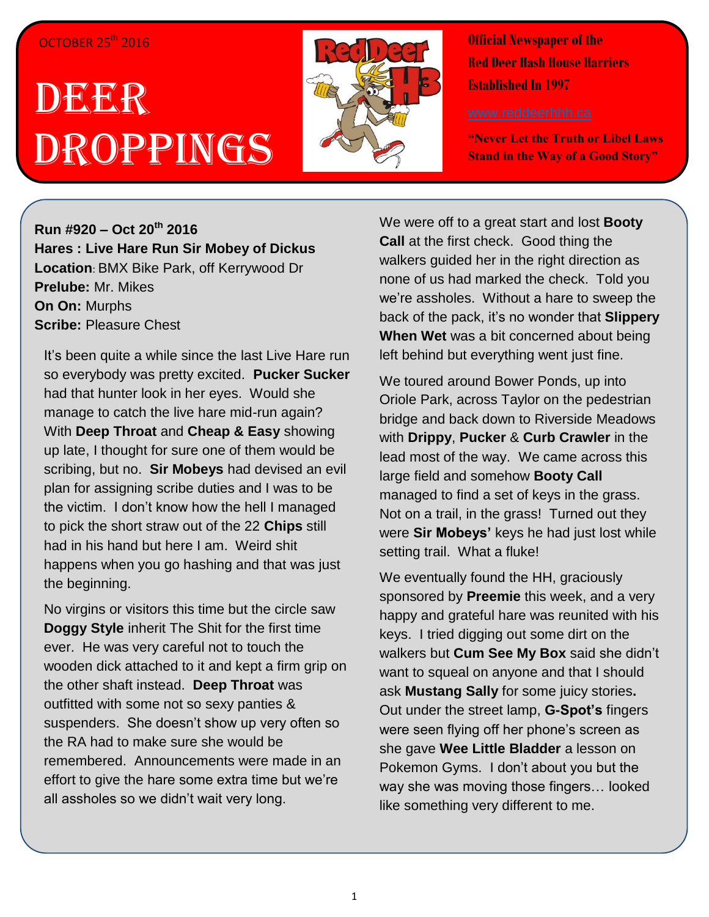OCTOBER 25th 2016

# DEER DROPPINGS

**Official Newspaper of the Red Deer Hash House Harriers Established In 1997**

www.reddeerhhh.ca

**"Never Let the Truth or Libel Laws Stand in the Way of a Good Story"**

**Run #920 – Oct 20th 2016**
**Hares : Live Hare Run Sir Mobey of Dickus**
**Location**: BMX Bike Park, off Kerrywood Dr
**Prelube:** Mr. Mikes
**On On:** Murphs
**Scribe:** Pleasure Chest

It's been quite a while since the last Live Hare run so everybody was pretty excited. **Pucker Sucker** had that hunter look in her eyes. Would she manage to catch the live hare mid-run again? With **Deep Throat** and **Cheap & Easy** showing up late, I thought for sure one of them would be scribing, but no. **Sir Mobeys** had devised an evil plan for assigning scribe duties and I was to be the victim. I don't know how the hell I managed to pick the short straw out of the 22 **Chips** still had in his hand but here I am. Weird shit happens when you go hashing and that was just the beginning.

No virgins or visitors this time but the circle saw **Doggy Style** inherit The Shit for the first time ever. He was very careful not to touch the wooden dick attached to it and kept a firm grip on the other shaft instead. **Deep Throat** was outfitted with some not so sexy panties & suspenders. She doesn't show up very often so the RA had to make sure she would be remembered. Announcements were made in an effort to give the hare some extra time but we're all assholes so we didn't wait very long.

We were off to a great start and lost **Booty Call** at the first check. Good thing the walkers guided her in the right direction as none of us had marked the check. Told you we're assholes. Without a hare to sweep the back of the pack, it's no wonder that **Slippery When Wet** was a bit concerned about being left behind but everything went just fine.

We toured around Bower Ponds, up into Oriole Park, across Taylor on the pedestrian bridge and back down to Riverside Meadows with **Drippy**, **Pucker** & **Curb Crawler** in the lead most of the way. We came across this large field and somehow **Booty Call** managed to find a set of keys in the grass. Not on a trail, in the grass! Turned out they were **Sir Mobeys'** keys he had just lost while setting trail. What a fluke!

We eventually found the HH, graciously sponsored by **Preemie** this week, and a very happy and grateful hare was reunited with his keys. I tried digging out some dirt on the walkers but **Cum See My Box** said she didn't want to squeal on anyone and that I should ask **Mustang Sally** for some juicy stories**.** Out under the street lamp, **G-Spot's** fingers were seen flying off her phone's screen as she gave **Wee Little Bladder** a lesson on Pokemon Gyms. I don't about you but the way she was moving those fingers… looked like something very different to me.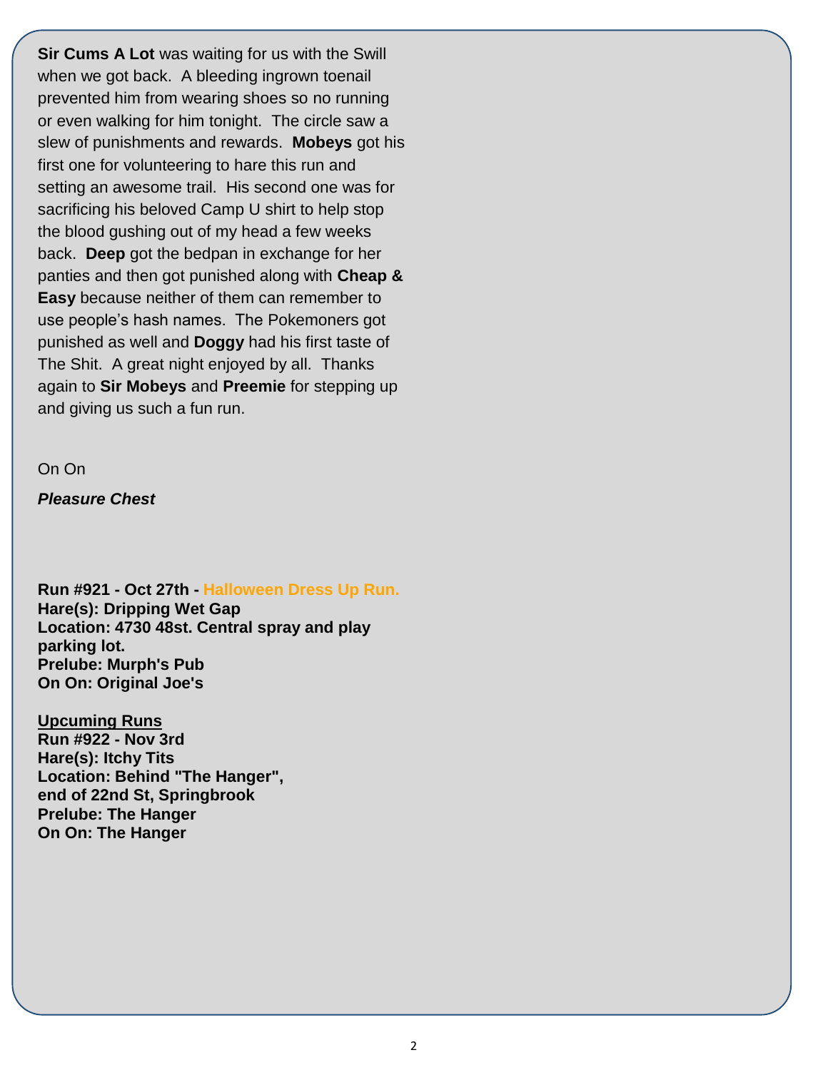**Sir Cums A Lot** was waiting for us with the Swill when we got back. A bleeding ingrown toenail prevented him from wearing shoes so no running or even walking for him tonight. The circle saw a slew of punishments and rewards. **Mobeys** got his first one for volunteering to hare this run and setting an awesome trail. His second one was for sacrificing his beloved Camp U shirt to help stop the blood gushing out of my head a few weeks back. **Deep** got the bedpan in exchange for her panties and then got punished along with **Cheap & Easy** because neither of them can remember to use people's hash names. The Pokemoners got punished as well and **Doggy** had his first taste of The Shit. A great night enjoyed by all. Thanks again to **Sir Mobeys** and **Preemie** for stepping up and giving us such a fun run.

On On

***Pleasure Chest***

**Run #921 - Oct 27th - Halloween Dress Up Run.**
**Hare(s): Dripping Wet Gap**
**Location: 4730 48st. Central spray and play parking lot.**
**Prelube: Murph's Pub**
**On On: Original Joe's**

**Upcuming Runs**
**Run #922 - Nov 3rd**
**Hare(s): Itchy Tits**
**Location: Behind "The Hanger", end of 22nd St, Springbrook**
**Prelube: The Hanger**
**On On: The Hanger**